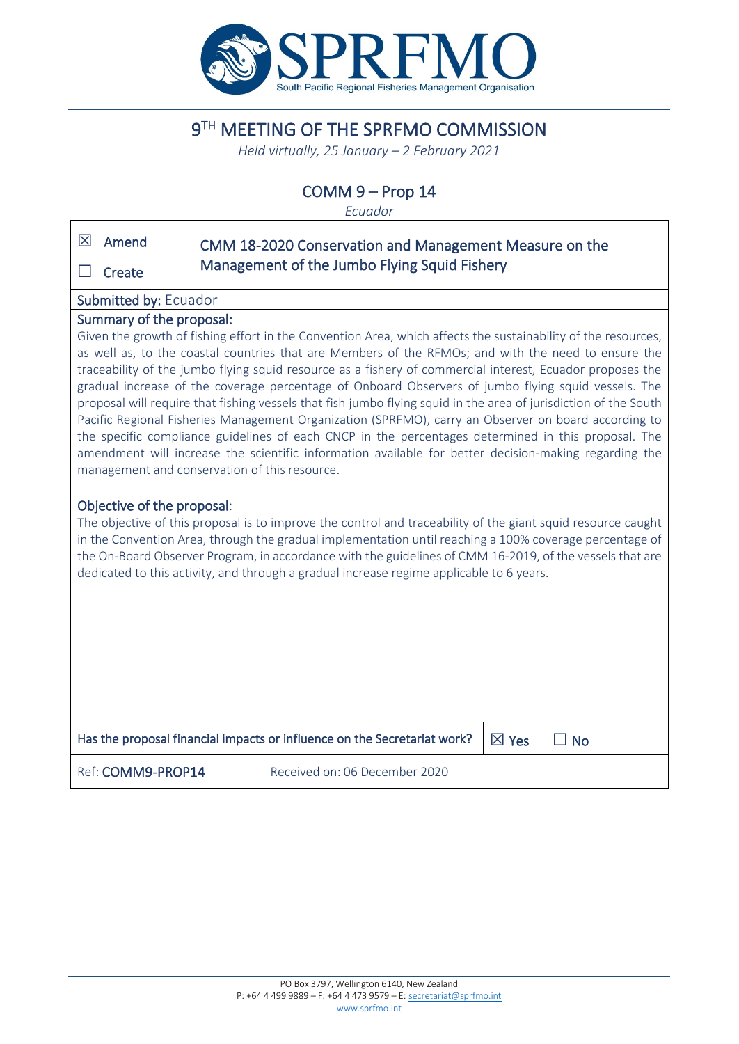# 9TH MEETING OF THE SPRFMO COMMISSION

*Held virtually, 25 January – 2 February 2021*

## COMM 9 – Prop 14

*Ecuador*

| ☒ Amend<br>☐ Create | CMM 18-2020 Conservation and Management Measure on the Management of the Jumbo Flying Squid Fishery |
|---|---|

**Submitted by:** Ecuador

**Summary of the proposal:**

Given the growth of fishing effort in the Convention Area, which affects the sustainability of the resources, as well as, to the coastal countries that are Members of the RFMOs; and with the need to ensure the traceability of the jumbo flying squid resource as a fishery of commercial interest, Ecuador proposes the gradual increase of the coverage percentage of Onboard Observers of jumbo flying squid vessels. The proposal will require that fishing vessels that fish jumbo flying squid in the area of jurisdiction of the South Pacific Regional Fisheries Management Organization (SPRFMO), carry an Observer on board according to the specific compliance guidelines of each CNCP in the percentages determined in this proposal. The amendment will increase the scientific information available for better decision-making regarding the management and conservation of this resource.

**Objective of the proposal:**

The objective of this proposal is to improve the control and traceability of the giant squid resource caught in the Convention Area, through the gradual implementation until reaching a 100% coverage percentage of the On-Board Observer Program, in accordance with the guidelines of CMM 16-2019, of the vessels that are dedicated to this activity, and through a gradual increase regime applicable to 6 years.

| Has the proposal financial impacts or influence on the Secretariat work? | ☒ Yes ☐ No |
|---|---|
| Ref: **COMM9-PROP14** | Received on: 06 December 2020 |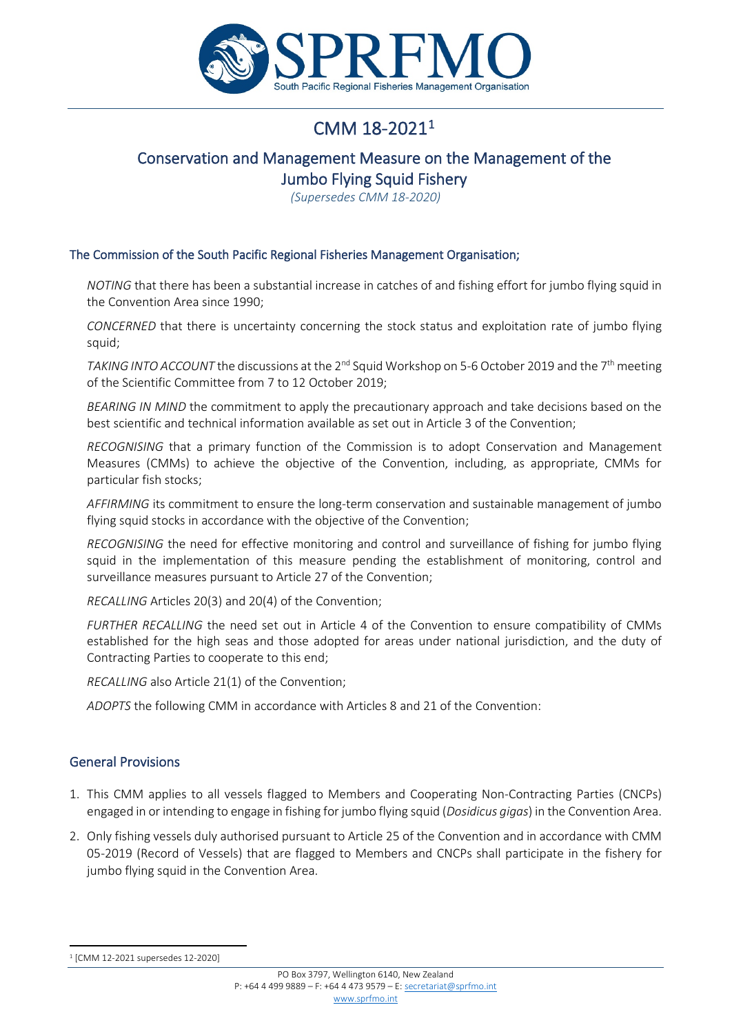# CMM 18-2021[1]

## Conservation and Management Measure on the Management of the Jumbo Flying Squid Fishery

*(Supersedes CMM 18-2020)*

### The Commission of the South Pacific Regional Fisheries Management Organisation;

*NOTING* that there has been a substantial increase in catches of and fishing effort for jumbo flying squid in the Convention Area since 1990;

*CONCERNED* that there is uncertainty concerning the stock status and exploitation rate of jumbo flying squid;

*TAKING INTO ACCOUNT* the discussions at the 2nd Squid Workshop on 5-6 October 2019 and the 7th meeting of the Scientific Committee from 7 to 12 October 2019;

*BEARING IN MIND* the commitment to apply the precautionary approach and take decisions based on the best scientific and technical information available as set out in Article 3 of the Convention;

*RECOGNISING* that a primary function of the Commission is to adopt Conservation and Management Measures (CMMs) to achieve the objective of the Convention, including, as appropriate, CMMs for particular fish stocks;

*AFFIRMING* its commitment to ensure the long-term conservation and sustainable management of jumbo flying squid stocks in accordance with the objective of the Convention;

*RECOGNISING* the need for effective monitoring and control and surveillance of fishing for jumbo flying squid in the implementation of this measure pending the establishment of monitoring, control and surveillance measures pursuant to Article 27 of the Convention;

*RECALLING* Articles 20(3) and 20(4) of the Convention;

*FURTHER RECALLING* the need set out in Article 4 of the Convention to ensure compatibility of CMMs established for the high seas and those adopted for areas under national jurisdiction, and the duty of Contracting Parties to cooperate to this end;

*RECALLING* also Article 21(1) of the Convention;

*ADOPTS* the following CMM in accordance with Articles 8 and 21 of the Convention:

### General Provisions

1. This CMM applies to all vessels flagged to Members and Cooperating Non-Contracting Parties (CNCPs) engaged in or intending to engage in fishing for jumbo flying squid (*Dosidicus gigas*) in the Convention Area.
2. Only fishing vessels duly authorised pursuant to Article 25 of the Convention and in accordance with CMM 05-2019 (Record of Vessels) that are flagged to Members and CNCPs shall participate in the fishery for jumbo flying squid in the Convention Area.

[1] [CMM 12-2021 supersedes 12-2020]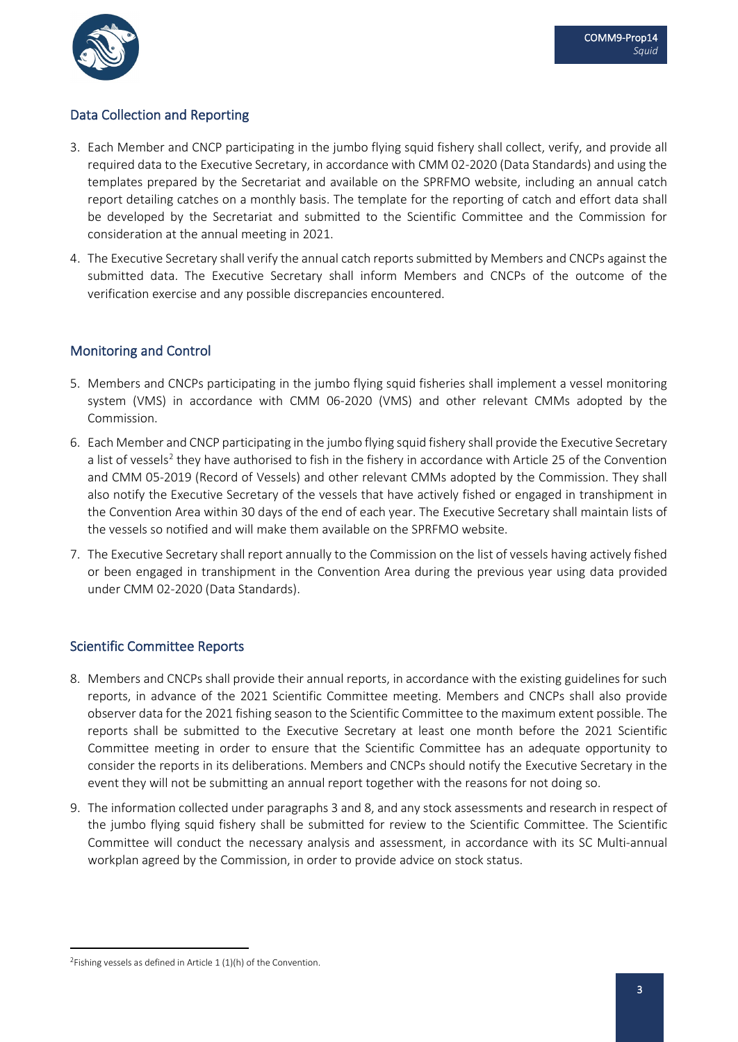## Data Collection and Reporting

3. Each Member and CNCP participating in the jumbo flying squid fishery shall collect, verify, and provide all required data to the Executive Secretary, in accordance with CMM 02-2020 (Data Standards) and using the templates prepared by the Secretariat and available on the SPRFMO website, including an annual catch report detailing catches on a monthly basis. The template for the reporting of catch and effort data shall be developed by the Secretariat and submitted to the Scientific Committee and the Commission for consideration at the annual meeting in 2021.
4. The Executive Secretary shall verify the annual catch reports submitted by Members and CNCPs against the submitted data. The Executive Secretary shall inform Members and CNCPs of the outcome of the verification exercise and any possible discrepancies encountered.

## Monitoring and Control

5. Members and CNCPs participating in the jumbo flying squid fisheries shall implement a vessel monitoring system (VMS) in accordance with CMM 06-2020 (VMS) and other relevant CMMs adopted by the Commission.
6. Each Member and CNCP participating in the jumbo flying squid fishery shall provide the Executive Secretary a list of vessels[2] they have authorised to fish in the fishery in accordance with Article 25 of the Convention and CMM 05-2019 (Record of Vessels) and other relevant CMMs adopted by the Commission. They shall also notify the Executive Secretary of the vessels that have actively fished or engaged in transhipment in the Convention Area within 30 days of the end of each year. The Executive Secretary shall maintain lists of the vessels so notified and will make them available on the SPRFMO website.
7. The Executive Secretary shall report annually to the Commission on the list of vessels having actively fished or been engaged in transhipment in the Convention Area during the previous year using data provided under CMM 02-2020 (Data Standards).

## Scientific Committee Reports

8. Members and CNCPs shall provide their annual reports, in accordance with the existing guidelines for such reports, in advance of the 2021 Scientific Committee meeting. Members and CNCPs shall also provide observer data for the 2021 fishing season to the Scientific Committee to the maximum extent possible. The reports shall be submitted to the Executive Secretary at least one month before the 2021 Scientific Committee meeting in order to ensure that the Scientific Committee has an adequate opportunity to consider the reports in its deliberations. Members and CNCPs should notify the Executive Secretary in the event they will not be submitting an annual report together with the reasons for not doing so.
9. The information collected under paragraphs 3 and 8, and any stock assessments and research in respect of the jumbo flying squid fishery shall be submitted for review to the Scientific Committee. The Scientific Committee will conduct the necessary analysis and assessment, in accordance with its SC Multi-annual workplan agreed by the Commission, in order to provide advice on stock status.

---

[2] Fishing vessels as defined in Article 1 (1)(h) of the Convention.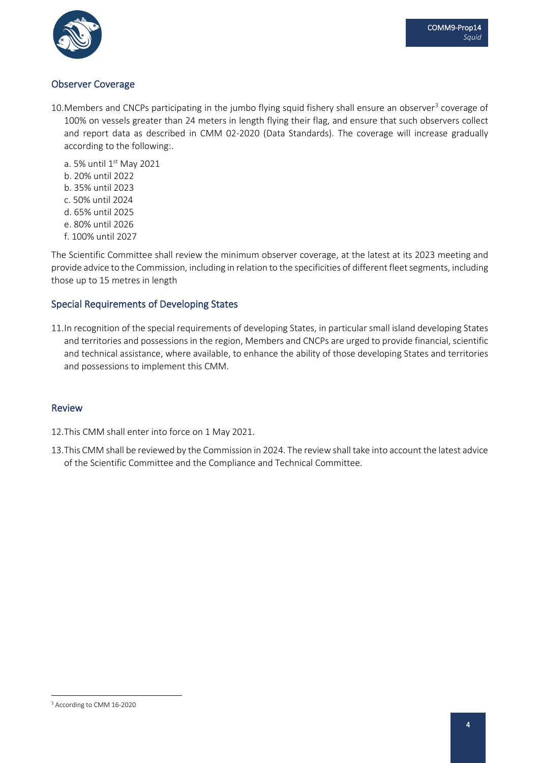## Observer Coverage

10. Members and CNCPs participating in the jumbo flying squid fishery shall ensure an observer[3] coverage of 100% on vessels greater than 24 meters in length flying their flag, and ensure that such observers collect and report data as described in CMM 02-2020 (Data Standards). The coverage will increase gradually according to the following:.

    a. 5% until 1st May 2021
    b. 20% until 2022
    b. 35% until 2023
    c. 50% until 2024
    d. 65% until 2025
    e. 80% until 2026
    f. 100% until 2027

The Scientific Committee shall review the minimum observer coverage, at the latest at its 2023 meeting and provide advice to the Commission, including in relation to the specificities of different fleet segments, including those up to 15 metres in length

## Special Requirements of Developing States

11. In recognition of the special requirements of developing States, in particular small island developing States and territories and possessions in the region, Members and CNCPs are urged to provide financial, scientific and technical assistance, where available, to enhance the ability of those developing States and territories and possessions to implement this CMM.

## Review

12. This CMM shall enter into force on 1 May 2021.

13. This CMM shall be reviewed by the Commission in 2024. The review shall take into account the latest advice of the Scientific Committee and the Compliance and Technical Committee.

[3] According to CMM 16-2020